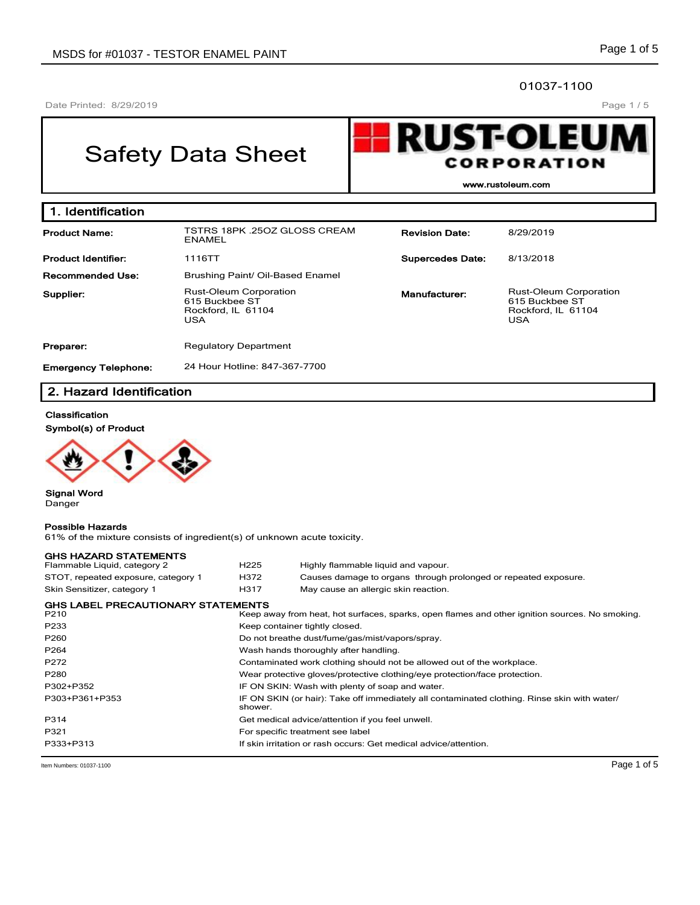01037-1100

Date Printed: 8/29/2019

# Safety Data Sheet

**RUST-OLEUM CORPORATION**
www.rustoleum.com

## 1. Identification

| | | | |
|---|---|---|---|
| **Product Name:** | TSTRS 18PK .25OZ GLOSS CREAM ENAMEL | **Revision Date:** | 8/29/2019 |
| **Product Identifier:** | 1116TT | **Supercedes Date:** | 8/13/2018 |
| **Recommended Use:** | Brushing Paint/ Oil-Based Enamel | | |
| **Supplier:** | Rust-Oleum Corporation<br>615 Buckbee ST<br>Rockford, IL 61104<br>USA | **Manufacturer:** | Rust-Oleum Corporation<br>615 Buckbee ST<br>Rockford, IL 61104<br>USA |
| **Preparer:** | Regulatory Department | | |
| **Emergency Telephone:** | 24 Hour Hotline: 847-367-7700 | | |

## 2. Hazard Identification

**Classification**

**Symbol(s) of Product**

**Signal Word**
Danger

**Possible Hazards**
61% of the mixture consists of ingredient(s) of unknown acute toxicity.

**GHS HAZARD STATEMENTS**

| | | |
|---|---|---|
| Flammable Liquid, category 2 | H225 | Highly flammable liquid and vapour. |
| STOT, repeated exposure, category 1 | H372 | Causes damage to organs through prolonged or repeated exposure. |
| Skin Sensitizer, category 1 | H317 | May cause an allergic skin reaction. |

**GHS LABEL PRECAUTIONARY STATEMENTS**

| | |
|---|---|
| P210 | Keep away from heat, hot surfaces, sparks, open flames and other ignition sources. No smoking. |
| P233 | Keep container tightly closed. |
| P260 | Do not breathe dust/fume/gas/mist/vapors/spray. |
| P264 | Wash hands thoroughly after handling. |
| P272 | Contaminated work clothing should not be allowed out of the workplace. |
| P280 | Wear protective gloves/protective clothing/eye protection/face protection. |
| P302+P352 | IF ON SKIN: Wash with plenty of soap and water. |
| P303+P361+P353 | IF ON SKIN (or hair): Take off immediately all contaminated clothing. Rinse skin with water/shower. |
| P314 | Get medical advice/attention if you feel unwell. |
| P321 | For specific treatment see label |
| P333+P313 | If skin irritation or rash occurs: Get medical advice/attention. |

Item Numbers: 01037-1100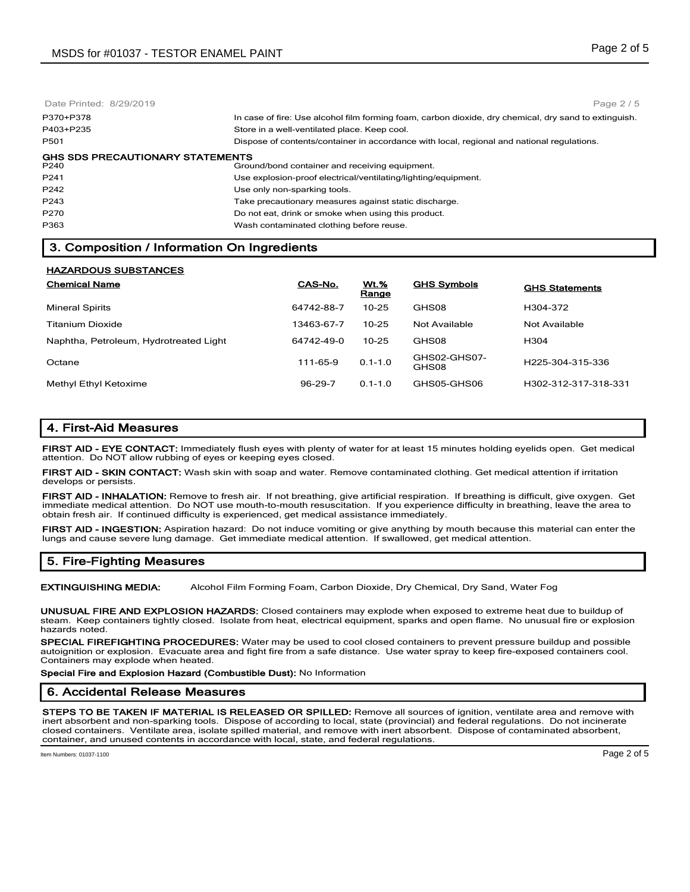| | |
|---|---|
| P370+P378 | In case of fire: Use alcohol film forming foam, carbon dioxide, dry chemical, dry sand to extinguish. |
| P403+P235 | Store in a well-ventilated place. Keep cool. |
| P501 | Dispose of contents/container in accordance with local, regional and national regulations. |

**GHS SDS PRECAUTIONARY STATEMENTS**

| | |
|---|---|
| P240 | Ground/bond container and receiving equipment. |
| P241 | Use explosion-proof electrical/ventilating/lighting/equipment. |
| P242 | Use only non-sparking tools. |
| P243 | Take precautionary measures against static discharge. |
| P270 | Do not eat, drink or smoke when using this product. |
| P363 | Wash contaminated clothing before reuse. |

## 3. Composition / Information On Ingredients

**HAZARDOUS SUBSTANCES**

| Chemical Name | CAS-No. | Wt.% Range | GHS Symbols | GHS Statements |
|---|---|---|---|---|
| Mineral Spirits | 64742-88-7 | 10-25 | GHS08 | H304-372 |
| Titanium Dioxide | 13463-67-7 | 10-25 | Not Available | Not Available |
| Naphtha, Petroleum, Hydrotreated Light | 64742-49-0 | 10-25 | GHS08 | H304 |
| Octane | 111-65-9 | 0.1-1.0 | GHS02-GHS07-GHS08 | H225-304-315-336 |
| Methyl Ethyl Ketoxime | 96-29-7 | 0.1-1.0 | GHS05-GHS06 | H302-312-317-318-331 |

## 4. First-Aid Measures

**FIRST AID - EYE CONTACT:** Immediately flush eyes with plenty of water for at least 15 minutes holding eyelids open. Get medical attention. Do NOT allow rubbing of eyes or keeping eyes closed.

**FIRST AID - SKIN CONTACT:** Wash skin with soap and water. Remove contaminated clothing. Get medical attention if irritation develops or persists.

**FIRST AID - INHALATION:** Remove to fresh air. If not breathing, give artificial respiration. If breathing is difficult, give oxygen. Get immediate medical attention. Do NOT use mouth-to-mouth resuscitation. If you experience difficulty in breathing, leave the area to obtain fresh air. If continued difficulty is experienced, get medical assistance immediately.

**FIRST AID - INGESTION:** Aspiration hazard: Do not induce vomiting or give anything by mouth because this material can enter the lungs and cause severe lung damage. Get immediate medical attention. If swallowed, get medical attention.

## 5. Fire-Fighting Measures

**EXTINGUISHING MEDIA:** Alcohol Film Forming Foam, Carbon Dioxide, Dry Chemical, Dry Sand, Water Fog

**UNUSUAL FIRE AND EXPLOSION HAZARDS:** Closed containers may explode when exposed to extreme heat due to buildup of steam. Keep containers tightly closed. Isolate from heat, electrical equipment, sparks and open flame. No unusual fire or explosion hazards noted.

**SPECIAL FIREFIGHTING PROCEDURES:** Water may be used to cool closed containers to prevent pressure buildup and possible autoignition or explosion. Evacuate area and fight fire from a safe distance. Use water spray to keep fire-exposed containers cool. Containers may explode when heated.

**Special Fire and Explosion Hazard (Combustible Dust):** No Information

## 6. Accidental Release Measures

**STEPS TO BE TAKEN IF MATERIAL IS RELEASED OR SPILLED:** Remove all sources of ignition, ventilate area and remove with inert absorbent and non-sparking tools. Dispose of according to local, state (provincial) and federal regulations. Do not incinerate closed containers. Ventilate area, isolate spilled material, and remove with inert absorbent. Dispose of contaminated absorbent, container, and unused contents in accordance with local, state, and federal regulations.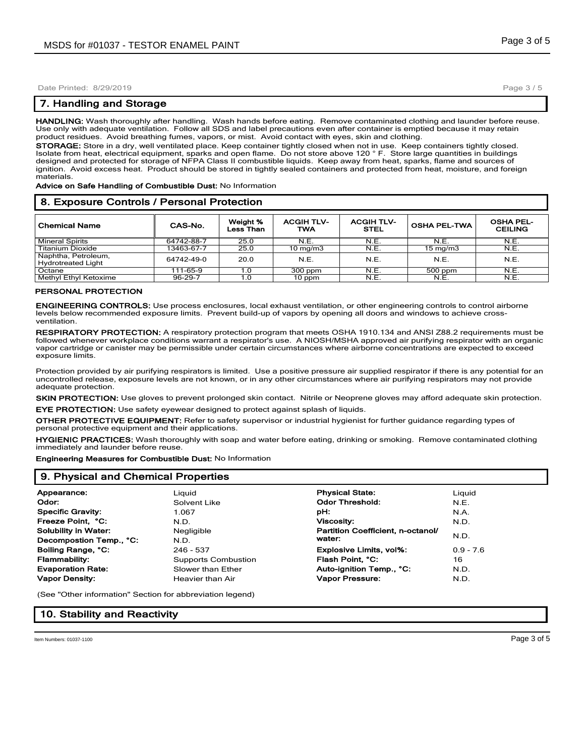Date Printed: 8/29/2019

## 7. Handling and Storage

**HANDLING:** Wash thoroughly after handling. Wash hands before eating. Remove contaminated clothing and launder before reuse. Use only with adequate ventilation. Follow all SDS and label precautions even after container is emptied because it may retain product residues. Avoid breathing fumes, vapors, or mist. Avoid contact with eyes, skin and clothing.

**STORAGE:** Store in a dry, well ventilated place. Keep container tightly closed when not in use. Keep containers tightly closed. Isolate from heat, electrical equipment, sparks and open flame. Do not store above 120 ° F. Store large quantities in buildings designed and protected for storage of NFPA Class II combustible liquids. Keep away from heat, sparks, flame and sources of ignition. Avoid excess heat. Product should be stored in tightly sealed containers and protected from heat, moisture, and foreign materials.

**Advice on Safe Handling of Combustible Dust:** No Information

## 8. Exposure Controls / Personal Protection

| Chemical Name | CAS-No. | Weight % Less Than | ACGIH TLV-TWA | ACGIH TLV-STEL | OSHA PEL-TWA | OSHA PEL-CEILING |
|---|---|---|---|---|---|---|
| Mineral Spirits | 64742-88-7 | 25.0 | N.E. | N.E. | N.E. | N.E. |
| Titanium Dioxide | 13463-67-7 | 25.0 | 10 mg/m3 | N.E. | 15 mg/m3 | N.E. |
| Naphtha, Petroleum, Hydrotreated Light | 64742-49-0 | 20.0 | N.E. | N.E. | N.E. | N.E. |
| Octane | 111-65-9 | 1.0 | 300 ppm | N.E. | 500 ppm | N.E. |
| Methyl Ethyl Ketoxime | 96-29-7 | 1.0 | 10 ppm | N.E. | N.E. | N.E. |

**PERSONAL PROTECTION**

**ENGINEERING CONTROLS:** Use process enclosures, local exhaust ventilation, or other engineering controls to control airborne levels below recommended exposure limits. Prevent build-up of vapors by opening all doors and windows to achieve cross-ventilation.

**RESPIRATORY PROTECTION:** A respiratory protection program that meets OSHA 1910.134 and ANSI Z88.2 requirements must be followed whenever workplace conditions warrant a respirator's use. A NIOSH/MSHA approved air purifying respirator with an organic vapor cartridge or canister may be permissible under certain circumstances where airborne concentrations are expected to exceed exposure limits.

Protection provided by air purifying respirators is limited. Use a positive pressure air supplied respirator if there is any potential for an uncontrolled release, exposure levels are not known, or in any other circumstances where air purifying respirators may not provide adequate protection.

**SKIN PROTECTION:** Use gloves to prevent prolonged skin contact. Nitrile or Neoprene gloves may afford adequate skin protection.

**EYE PROTECTION:** Use safety eyewear designed to protect against splash of liquids.

**OTHER PROTECTIVE EQUIPMENT:** Refer to safety supervisor or industrial hygienist for further guidance regarding types of personal protective equipment and their applications.

**HYGIENIC PRACTICES:** Wash thoroughly with soap and water before eating, drinking or smoking. Remove contaminated clothing immediately and launder before reuse.

**Engineering Measures for Combustible Dust:** No Information

## 9. Physical and Chemical Properties

| | | | |
|---|---|---|---|
| **Appearance:** | Liquid | **Physical State:** | Liquid |
| **Odor:** | Solvent Like | **Odor Threshold:** | N.E. |
| **Specific Gravity:** | 1.067 | **pH:** | N.A. |
| **Freeze Point, °C:** | N.D. | **Viscosity:** | N.D. |
| **Solubility in Water:** | Negligible | **Partition Coefficient, n-octanol/water:** | N.D. |
| **Decompostion Temp., °C:** | N.D. | | |
| **Boiling Range, °C:** | 246 - 537 | **Explosive Limits, vol%:** | 0.9 - 7.6 |
| **Flammability:** | Supports Combustion | **Flash Point, °C:** | 16 |
| **Evaporation Rate:** | Slower than Ether | **Auto-ignition Temp., °C:** | N.D. |
| **Vapor Density:** | Heavier than Air | **Vapor Pressure:** | N.D. |

(See "Other information" Section for abbreviation legend)

## 10. Stability and Reactivity

Item Numbers: 01037-1100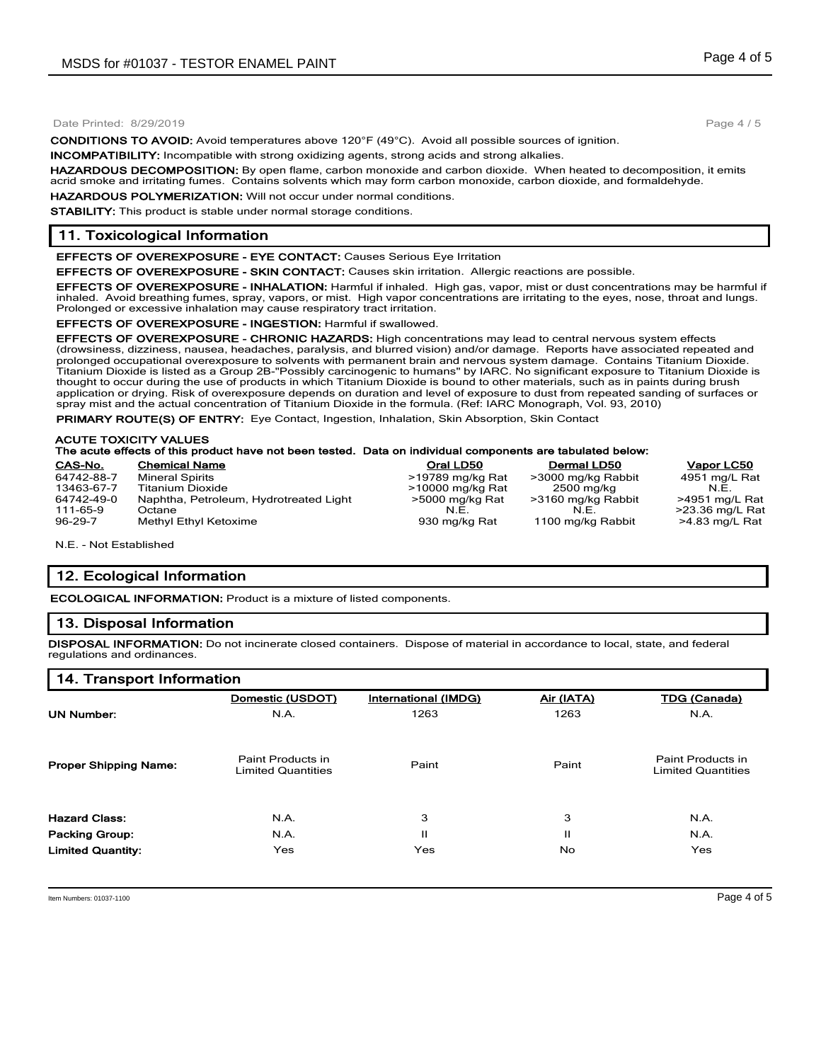Date Printed: 8/29/2019

**CONDITIONS TO AVOID:** Avoid temperatures above 120°F (49°C). Avoid all possible sources of ignition.

**INCOMPATIBILITY:** Incompatible with strong oxidizing agents, strong acids and strong alkalies.

**HAZARDOUS DECOMPOSITION:** By open flame, carbon monoxide and carbon dioxide. When heated to decomposition, it emits acrid smoke and irritating fumes. Contains solvents which may form carbon monoxide, carbon dioxide, and formaldehyde.

**HAZARDOUS POLYMERIZATION:** Will not occur under normal conditions.

**STABILITY:** This product is stable under normal storage conditions.

## 11. Toxicological Information

**EFFECTS OF OVEREXPOSURE - EYE CONTACT:** Causes Serious Eye Irritation

**EFFECTS OF OVEREXPOSURE - SKIN CONTACT:** Causes skin irritation. Allergic reactions are possible.

**EFFECTS OF OVEREXPOSURE - INHALATION:** Harmful if inhaled. High gas, vapor, mist or dust concentrations may be harmful if inhaled. Avoid breathing fumes, spray, vapors, or mist. High vapor concentrations are irritating to the eyes, nose, throat and lungs. Prolonged or excessive inhalation may cause respiratory tract irritation.

**EFFECTS OF OVEREXPOSURE - INGESTION:** Harmful if swallowed.

**EFFECTS OF OVEREXPOSURE - CHRONIC HAZARDS:** High concentrations may lead to central nervous system effects (drowsiness, dizziness, nausea, headaches, paralysis, and blurred vision) and/or damage. Reports have associated repeated and prolonged occupational overexposure to solvents with permanent brain and nervous system damage. Contains Titanium Dioxide. Titanium Dioxide is listed as a Group 2B-"Possibly carcinogenic to humans" by IARC. No significant exposure to Titanium Dioxide is thought to occur during the use of products in which Titanium Dioxide is bound to other materials, such as in paints during brush application or drying. Risk of overexposure depends on duration and level of exposure to dust from repeated sanding of surfaces or spray mist and the actual concentration of Titanium Dioxide in the formula. (Ref: IARC Monograph, Vol. 93, 2010)

**PRIMARY ROUTE(S) OF ENTRY:** Eye Contact, Ingestion, Inhalation, Skin Absorption, Skin Contact

**ACUTE TOXICITY VALUES**

**The acute effects of this product have not been tested. Data on individual components are tabulated below:**

| CAS-No. | Chemical Name | Oral LD50 | Dermal LD50 | Vapor LC50 |
|---|---|---|---|---|
| 64742-88-7 | Mineral Spirits | >19789 mg/kg Rat | >3000 mg/kg Rabbit | 4951 mg/L Rat |
| 13463-67-7 | Titanium Dioxide | >10000 mg/kg Rat | 2500 mg/kg | N.E. |
| 64742-49-0 | Naphtha, Petroleum, Hydrotreated Light | >5000 mg/kg Rat | >3160 mg/kg Rabbit | >4951 mg/L Rat |
| 111-65-9 | Octane | N.E. | N.E. | >23.36 mg/L Rat |
| 96-29-7 | Methyl Ethyl Ketoxime | 930 mg/kg Rat | 1100 mg/kg Rabbit | >4.83 mg/L Rat |

N.E. - Not Established

## 12. Ecological Information

**ECOLOGICAL INFORMATION:** Product is a mixture of listed components.

## 13. Disposal Information

**DISPOSAL INFORMATION:** Do not incinerate closed containers. Dispose of material in accordance to local, state, and federal regulations and ordinances.

## 14. Transport Information

| | Domestic (USDOT) | International (IMDG) | Air (IATA) | TDG (Canada) |
|---|---|---|---|---|
| **UN Number:** | N.A. | 1263 | 1263 | N.A. |
| **Proper Shipping Name:** | Paint Products in Limited Quantities | Paint | Paint | Paint Products in Limited Quantities |
| **Hazard Class:** | N.A. | 3 | 3 | N.A. |
| **Packing Group:** | N.A. | II | II | N.A. |
| **Limited Quantity:** | Yes | Yes | No | Yes |

Item Numbers: 01037-1100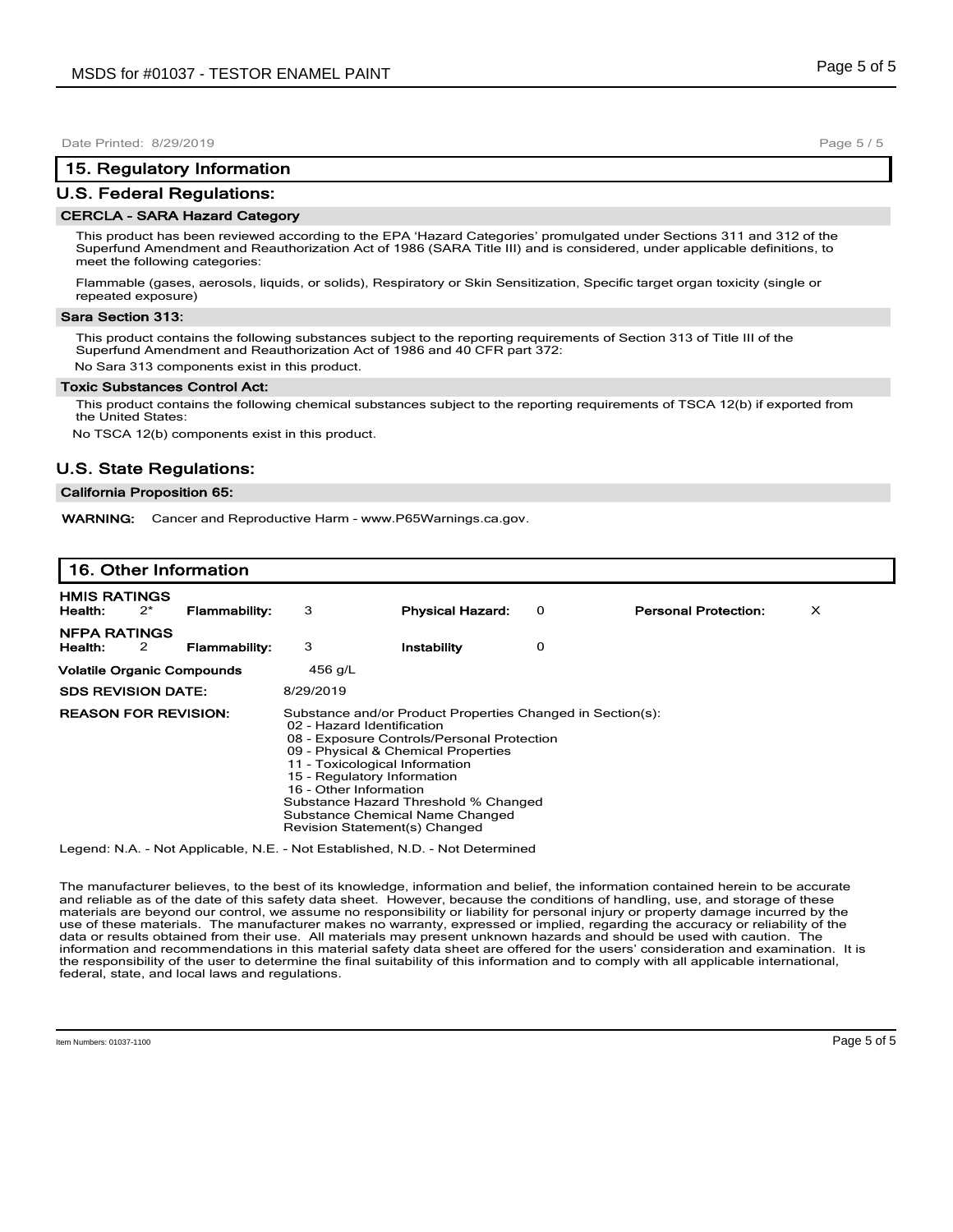Date Printed: 8/29/2019

## 15. Regulatory Information

### U.S. Federal Regulations:

**CERCLA - SARA Hazard Category**

This product has been reviewed according to the EPA 'Hazard Categories' promulgated under Sections 311 and 312 of the Superfund Amendment and Reauthorization Act of 1986 (SARA Title III) and is considered, under applicable definitions, to meet the following categories:

Flammable (gases, aerosols, liquids, or solids), Respiratory or Skin Sensitization, Specific target organ toxicity (single or repeated exposure)

**Sara Section 313:**

This product contains the following substances subject to the reporting requirements of Section 313 of Title III of the Superfund Amendment and Reauthorization Act of 1986 and 40 CFR part 372:

No Sara 313 components exist in this product.

**Toxic Substances Control Act:**

This product contains the following chemical substances subject to the reporting requirements of TSCA 12(b) if exported from the United States:

No TSCA 12(b) components exist in this product.

### U.S. State Regulations:

**California Proposition 65:**

**WARNING:** Cancer and Reproductive Harm - www.P65Warnings.ca.gov.

## 16. Other Information

| | | | | | | | |
|---|---|---|---|---|---|---|---|
| **HMIS RATINGS** | | | | | | | |
| **Health:** | 2* | **Flammability:** | 3 | **Physical Hazard:** | 0 | **Personal Protection:** | X |
| **NFPA RATINGS** | | | | | | | |
| **Health:** | 2 | **Flammability:** | 3 | **Instability** | 0 | | |

**Volatile Organic Compounds** 456 g/L

**SDS REVISION DATE:** 8/29/2019

**REASON FOR REVISION:** Substance and/or Product Properties Changed in Section(s):
- 02 - Hazard Identification
- 08 - Exposure Controls/Personal Protection
- 09 - Physical & Chemical Properties
- 11 - Toxicological Information
- 15 - Regulatory Information
- 16 - Other Information

Substance Hazard Threshold % Changed
Substance Chemical Name Changed
Revision Statement(s) Changed

Legend: N.A. - Not Applicable, N.E. - Not Established, N.D. - Not Determined

The manufacturer believes, to the best of its knowledge, information and belief, the information contained herein to be accurate and reliable as of the date of this safety data sheet. However, because the conditions of handling, use, and storage of these materials are beyond our control, we assume no responsibility or liability for personal injury or property damage incurred by the use of these materials. The manufacturer makes no warranty, expressed or implied, regarding the accuracy or reliability of the data or results obtained from their use. All materials may present unknown hazards and should be used with caution. The information and recommendations in this material safety data sheet are offered for the users' consideration and examination. It is the responsibility of the user to determine the final suitability of this information and to comply with all applicable international, federal, state, and local laws and regulations.

Item Numbers: 01037-1100